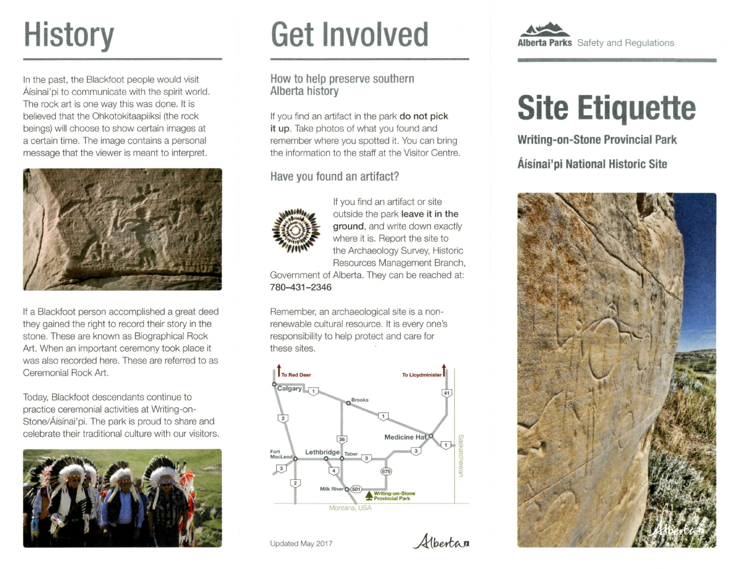# History

In the past, the Blackfoot people would visit Áísínai'pi to communicate with the spirit world. The rock art is one way this was done. It is believed that the Ohkotokitaapiiksi (the rock beings) will choose to show certain images at a certain time. The image contains a personal message that the viewer is meant to interpret.

If a Blackfoot person accomplished a great deed they gained the right to record their story in the stone. These are known as Biographical Rock Art. When an important ceremony took place it was also recorded here. These are referred to as Ceremonial Rock Art.

Today, Blackfoot descendants continue to practice ceremonial activities at Writing-on-Stone/Áísínai'pi. The park is proud to share and celebrate their traditional culture with our visitors.

# Get Involved

## How to help preserve southern Alberta history

If you find an artifact in the park **do not pick it up**. Take photos of what you found and remember where you spotted it. You can bring the information to the staff at the Visitor Centre.

## Have you found an artifact?

If you find an artifact or site outside the park **leave it in the ground**, and write down exactly where it is. Report the site to the Archaeology Survey, Historic Resources Management Branch, Government of Alberta. They can be reached at: **780–431–2346**

Remember, an archaeological site is a non-renewable cultural resource. It is every one's responsibility to help protect and care for these sites.

Updated May 2017

Alberta Parks Safety and Regulations

# Site Etiquette

## Writing-on-Stone Provincial Park

## Áísínai'pi National Historic Site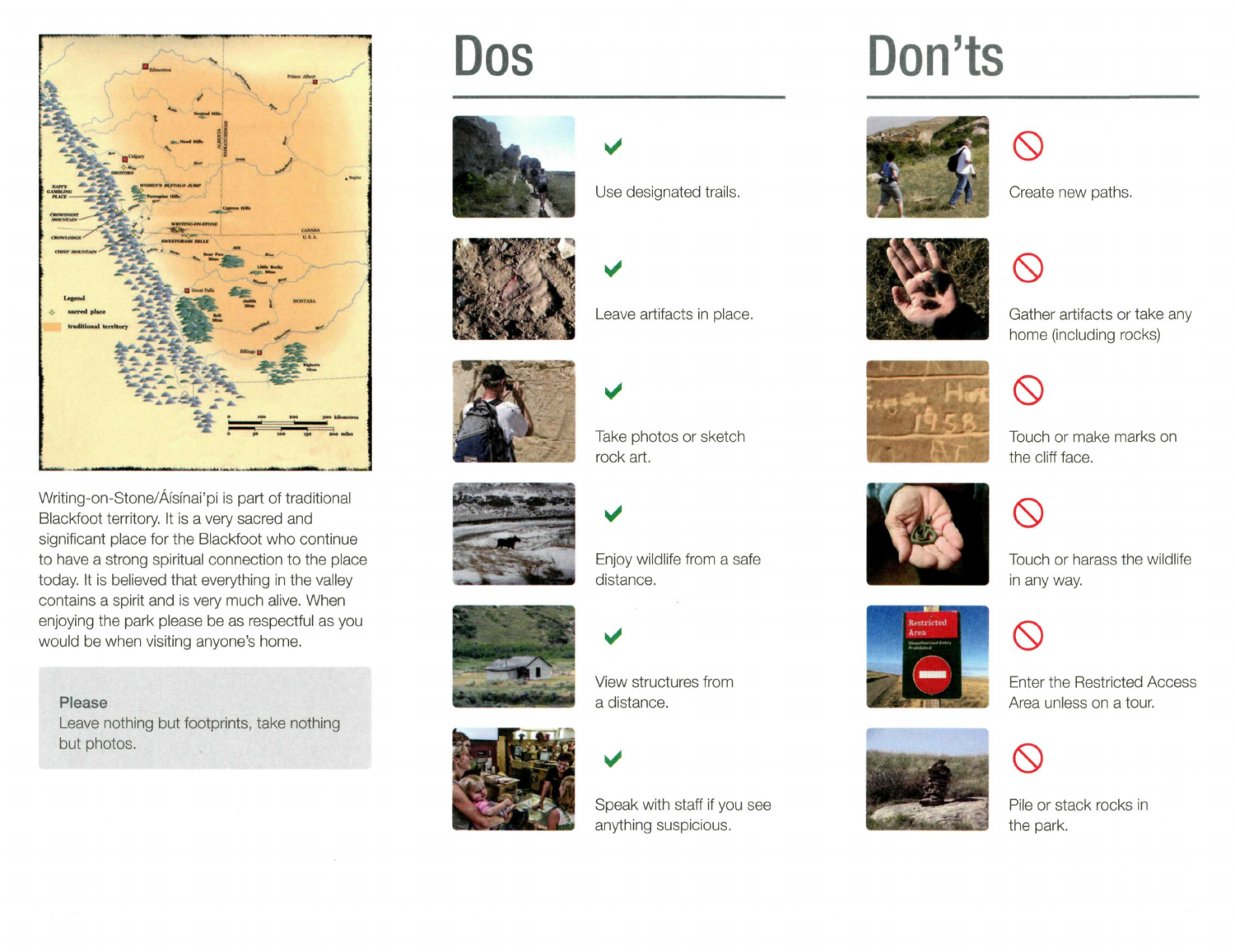Writing-on-Stone/Áísínai'pi is part of traditional Blackfoot territory. It is a very sacred and significant place for the Blackfoot who continue to have a strong spiritual connection to the place today. It is believed that everything in the valley contains a spirit and is very much alive. When enjoying the park please be as respectful as you would be when visiting anyone's home.

**Please**
Leave nothing but footprints, take nothing but photos.

## Dos

- Use designated trails.
- Leave artifacts in place.
- Take photos or sketch rock art.
- Enjoy wildlife from a safe distance.
- View structures from a distance.
- Speak with staff if you see anything suspicious.

## Don'ts

- Create new paths.
- Gather artifacts or take any home (including rocks)
- Touch or make marks on the cliff face.
- Touch or harass the wildlife in any way.
- Enter the Restricted Access Area unless on a tour.
- Pile or stack rocks in the park.